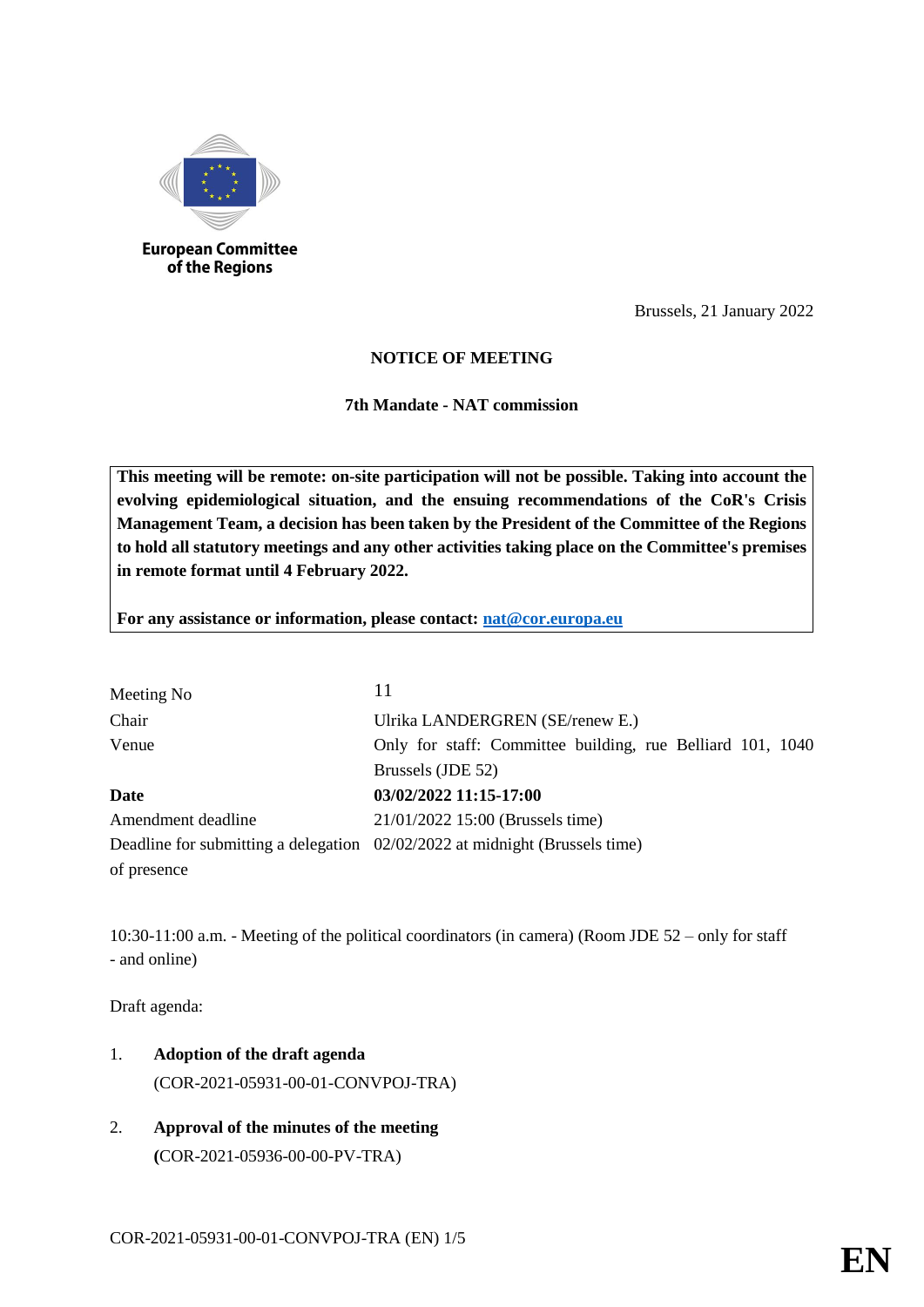European Committee of the Regions

Brussels, 21 January 2022

**NOTICE OF MEETING**

**7th Mandate - NAT commission**

> **This meeting will be remote: on-site participation will not be possible. Taking into account the evolving epidemiological situation, and the ensuing recommendations of the CoR's Crisis Management Team, a decision has been taken by the President of the Committee of the Regions to hold all statutory meetings and any other activities taking place on the Committee's premises in remote format until 4 February 2022.**
>
> **For any assistance or information, please contact: nat@cor.europa.eu**

| | |
|---|---|
| Meeting No | 11 |
| Chair | Ulrika LANDERGREN (SE/renew E.) |
| Venue | Only for staff: Committee building, rue Belliard 101, 1040 Brussels (JDE 52) |
| **Date** | **03/02/2022 11:15-17:00** |
| Amendment deadline | 21/01/2022 15:00 (Brussels time) |
| Deadline for submitting a delegation of presence | 02/02/2022 at midnight (Brussels time) |

10:30-11:00 a.m. - Meeting of the political coordinators (in camera) (Room JDE 52 – only for staff - and online)

Draft agenda:

1. **Adoption of the draft agenda**
   (COR-2021-05931-00-01-CONVPOJ-TRA)

2. **Approval of the minutes of the meeting**
   **(**COR-2021-05936-00-00-PV-TRA)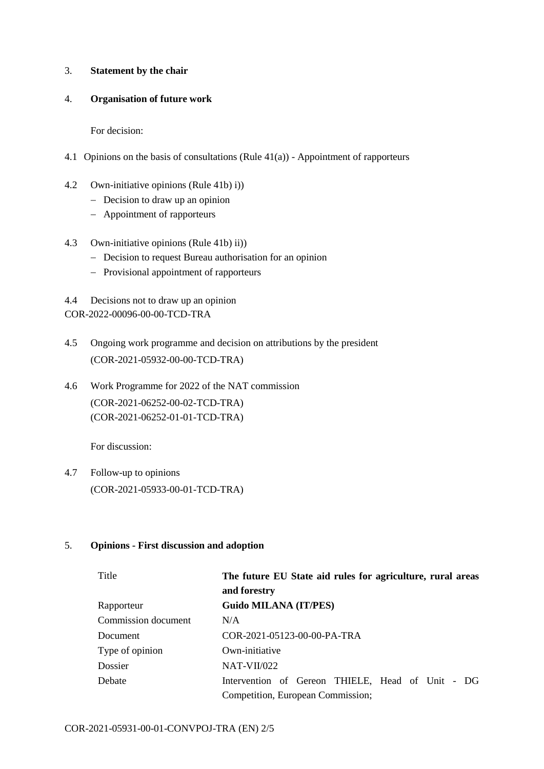3. **Statement by the chair**

4. **Organisation of future work**

For decision:

4.1 Opinions on the basis of consultations (Rule 41(a)) - Appointment of rapporteurs

4.2 Own-initiative opinions (Rule 41b) i))
- Decision to draw up an opinion
- Appointment of rapporteurs

4.3 Own-initiative opinions (Rule 41b) ii))
- Decision to request Bureau authorisation for an opinion
- Provisional appointment of rapporteurs

4.4 Decisions not to draw up an opinion
COR-2022-00096-00-00-TCD-TRA

4.5 Ongoing work programme and decision on attributions by the president
(COR-2021-05932-00-00-TCD-TRA)

4.6 Work Programme for 2022 of the NAT commission
(COR-2021-06252-00-02-TCD-TRA)
(COR-2021-06252-01-01-TCD-TRA)

For discussion:

4.7 Follow-up to opinions
(COR-2021-05933-00-01-TCD-TRA)

5. **Opinions - First discussion and adoption**

| | |
|---|---|
| Title | **The future EU State aid rules for agriculture, rural areas and forestry** |
| Rapporteur | **Guido MILANA (IT/PES)** |
| Commission document | N/A |
| Document | COR-2021-05123-00-00-PA-TRA |
| Type of opinion | Own-initiative |
| Dossier | NAT-VII/022 |
| Debate | Intervention of Gereon THIELE, Head of Unit - DG Competition, European Commission; |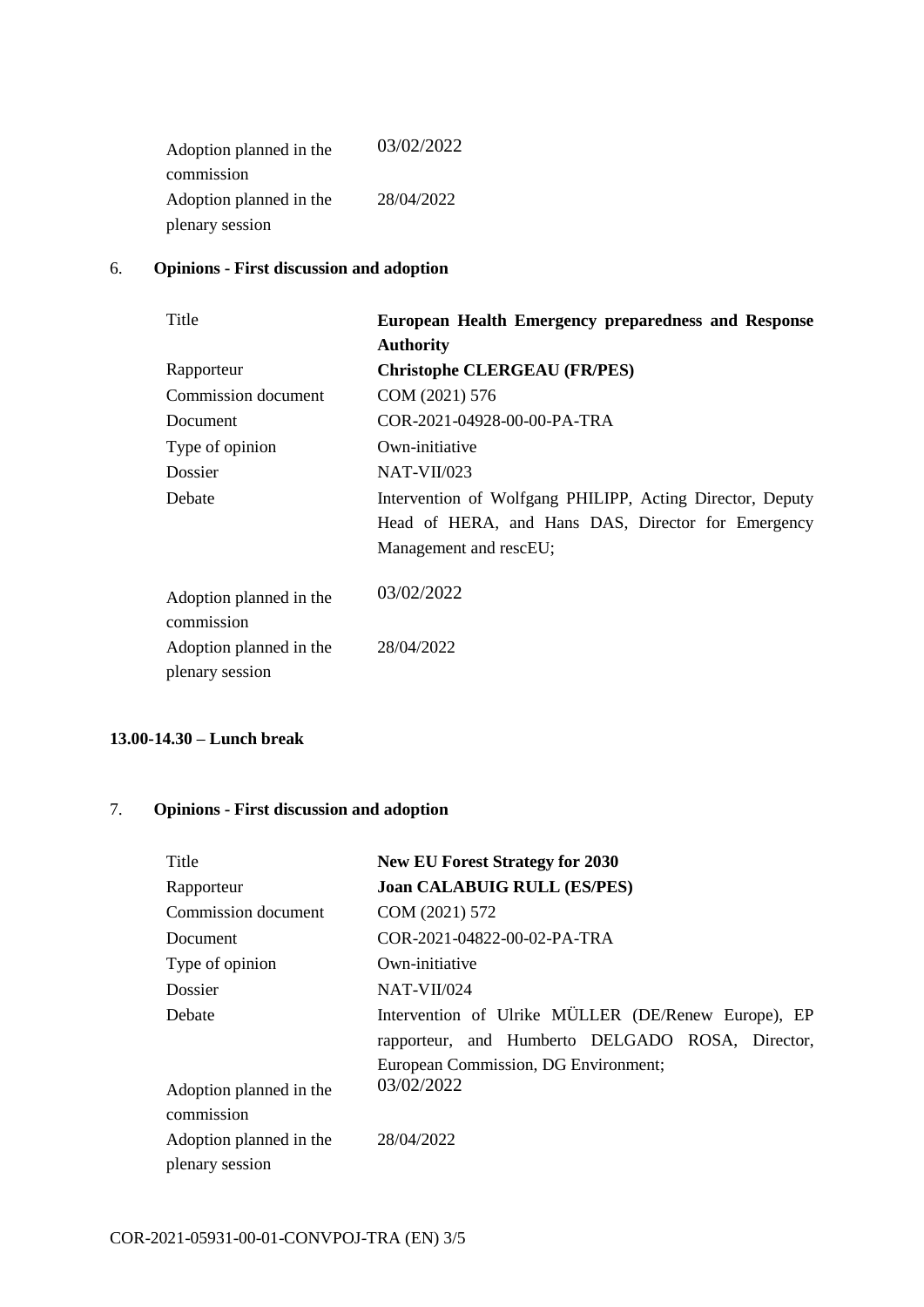| | |
|---|---|
| Adoption planned in the commission | 03/02/2022 |
| Adoption planned in the plenary session | 28/04/2022 |

6. **Opinions - First discussion and adoption**

| | |
|---|---|
| Title | **European Health Emergency preparedness and Response Authority** |
| Rapporteur | **Christophe CLERGEAU (FR/PES)** |
| Commission document | COM (2021) 576 |
| Document | COR-2021-04928-00-00-PA-TRA |
| Type of opinion | Own-initiative |
| Dossier | NAT-VII/023 |
| Debate | Intervention of Wolfgang PHILIPP, Acting Director, Deputy Head of HERA, and Hans DAS, Director for Emergency Management and rescEU; |
| Adoption planned in the commission | 03/02/2022 |
| Adoption planned in the plenary session | 28/04/2022 |

**13.00-14.30 – Lunch break**

7. **Opinions - First discussion and adoption**

| | |
|---|---|
| Title | **New EU Forest Strategy for 2030** |
| Rapporteur | **Joan CALABUIG RULL (ES/PES)** |
| Commission document | COM (2021) 572 |
| Document | COR-2021-04822-00-02-PA-TRA |
| Type of opinion | Own-initiative |
| Dossier | NAT-VII/024 |
| Debate | Intervention of Ulrike MÜLLER (DE/Renew Europe), EP rapporteur, and Humberto DELGADO ROSA, Director, European Commission, DG Environment; |
| Adoption planned in the commission | 03/02/2022 |
| Adoption planned in the plenary session | 28/04/2022 |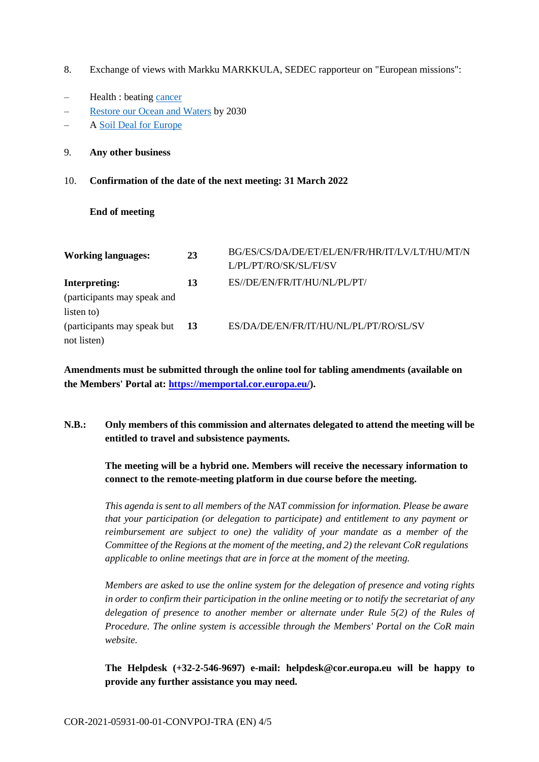8. Exchange of views with Markku MARKKULA, SEDEC rapporteur on "European missions":

– Health : beating cancer
– Restore our Ocean and Waters by 2030
– A Soil Deal for Europe

9. **Any other business**

10. **Confirmation of the date of the next meeting: 31 March 2022**

**End of meeting**

| | | |
|---|---|---|
| **Working languages:** | **23** | BG/ES/CS/DA/DE/ET/EL/EN/FR/HR/IT/LV/LT/HU/MT/NL/PL/PT/RO/SK/SL/FI/SV |
| **Interpreting:** (participants may speak and listen to) | **13** | ES//DE/EN/FR/IT/HU/NL/PL/PT/ |
| (participants may speak but not listen) | **13** | ES/DA/DE/EN/FR/IT/HU/NL/PL/PT/RO/SL/SV |

**Amendments must be submitted through the online tool for tabling amendments (available on the Members' Portal at: https://memportal.cor.europa.eu/).**

**N.B.:** **Only members of this commission and alternates delegated to attend the meeting will be entitled to travel and subsistence payments.**

**The meeting will be a hybrid one. Members will receive the necessary information to connect to the remote-meeting platform in due course before the meeting.**

*This agenda is sent to all members of the NAT commission for information. Please be aware that your participation (or delegation to participate) and entitlement to any payment or reimbursement are subject to one) the validity of your mandate as a member of the Committee of the Regions at the moment of the meeting, and 2) the relevant CoR regulations applicable to online meetings that are in force at the moment of the meeting.*

*Members are asked to use the online system for the delegation of presence and voting rights in order to confirm their participation in the online meeting or to notify the secretariat of any delegation of presence to another member or alternate under Rule 5(2) of the Rules of Procedure. The online system is accessible through the Members' Portal on the CoR main website.*

**The Helpdesk (+32-2-546-9697) e-mail: helpdesk@cor.europa.eu will be happy to provide any further assistance you may need.**